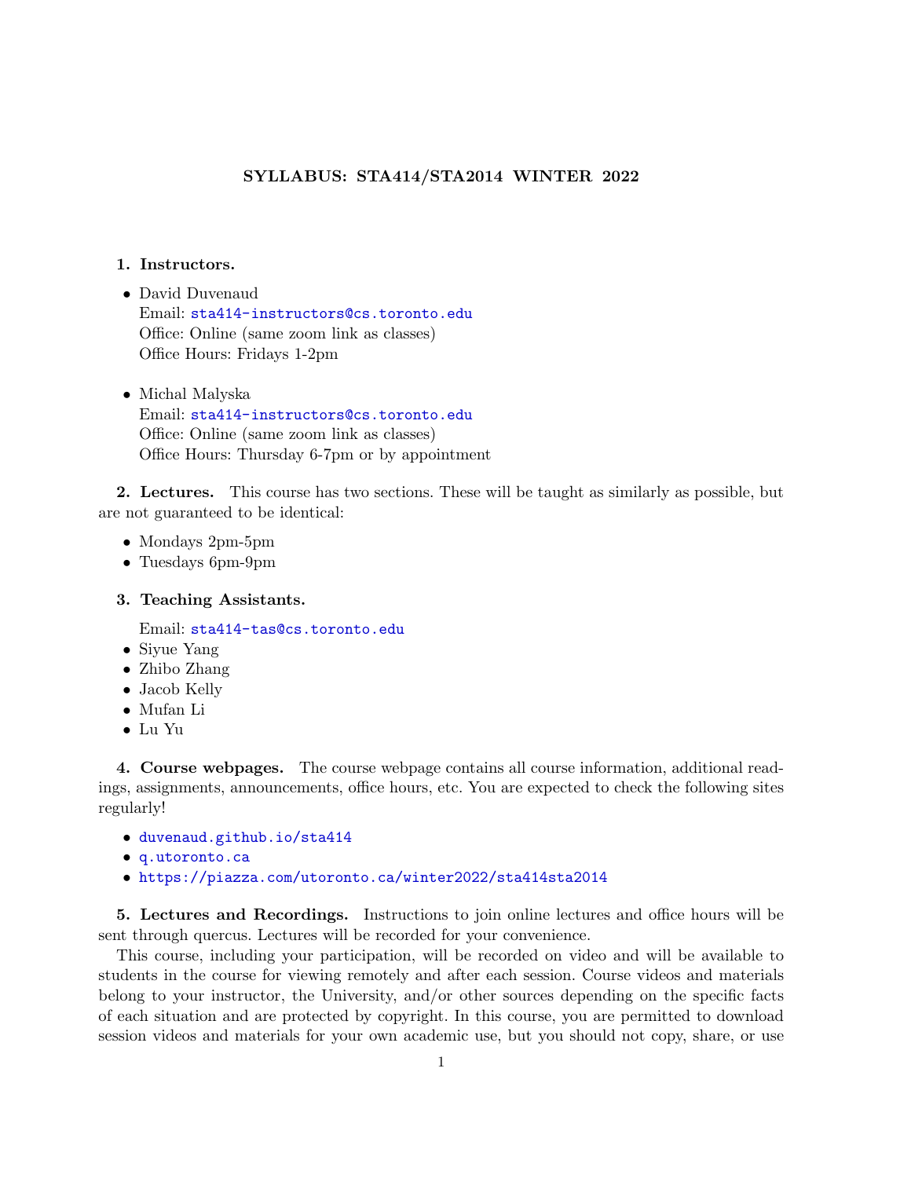# SYLLABUS: STA414/STA2014 WINTER 2022

**1. Instructors.**

- David Duvenaud
  Email: sta414-instructors@cs.toronto.edu
  Office: Online (same zoom link as classes)
  Office Hours: Fridays 1-2pm

- Michal Malyska
  Email: sta414-instructors@cs.toronto.edu
  Office: Online (same zoom link as classes)
  Office Hours: Thursday 6-7pm or by appointment

**2. Lectures.** This course has two sections. These will be taught as similarly as possible, but are not guaranteed to be identical:

- Mondays 2pm-5pm
- Tuesdays 6pm-9pm

**3. Teaching Assistants.**

Email: sta414-tas@cs.toronto.edu

- Siyue Yang
- Zhibo Zhang
- Jacob Kelly
- Mufan Li
- Lu Yu

**4. Course webpages.** The course webpage contains all course information, additional readings, assignments, announcements, office hours, etc. You are expected to check the following sites regularly!

- duvenaud.github.io/sta414
- q.utoronto.ca
- https://piazza.com/utoronto.ca/winter2022/sta414sta2014

**5. Lectures and Recordings.** Instructions to join online lectures and office hours will be sent through quercus. Lectures will be recorded for your convenience.

This course, including your participation, will be recorded on video and will be available to students in the course for viewing remotely and after each session. Course videos and materials belong to your instructor, the University, and/or other sources depending on the specific facts of each situation and are protected by copyright. In this course, you are permitted to download session videos and materials for your own academic use, but you should not copy, share, or use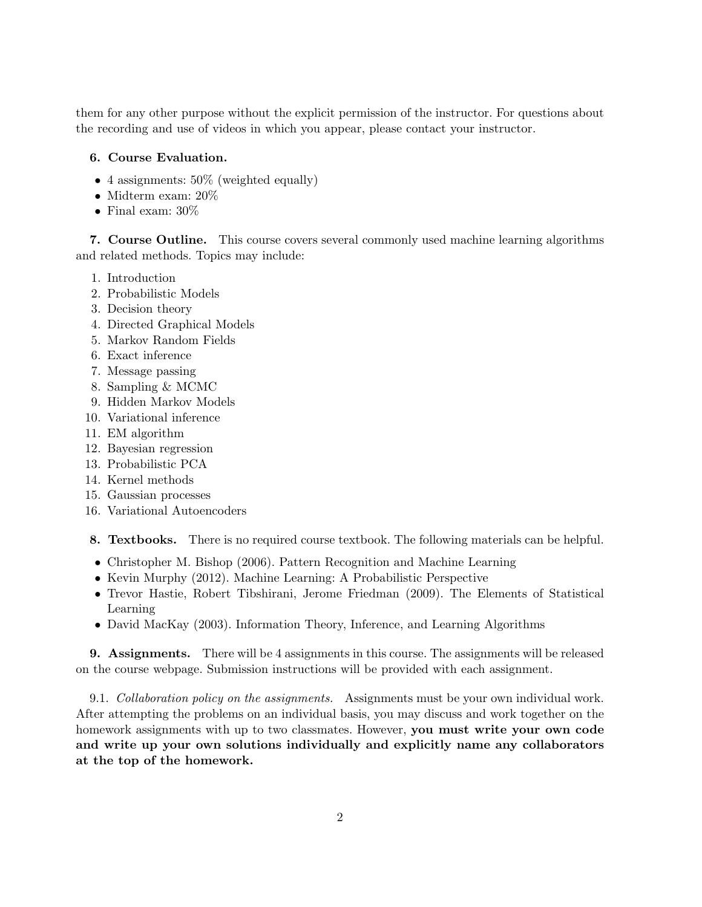them for any other purpose without the explicit permission of the instructor. For questions about the recording and use of videos in which you appear, please contact your instructor.

**6. Course Evaluation.**

- 4 assignments: 50% (weighted equally)
- Midterm exam: 20%
- Final exam: 30%

**7. Course Outline.** This course covers several commonly used machine learning algorithms and related methods. Topics may include:

1. Introduction
2. Probabilistic Models
3. Decision theory
4. Directed Graphical Models
5. Markov Random Fields
6. Exact inference
7. Message passing
8. Sampling & MCMC
9. Hidden Markov Models
10. Variational inference
11. EM algorithm
12. Bayesian regression
13. Probabilistic PCA
14. Kernel methods
15. Gaussian processes
16. Variational Autoencoders

**8. Textbooks.** There is no required course textbook. The following materials can be helpful.

- Christopher M. Bishop (2006). Pattern Recognition and Machine Learning
- Kevin Murphy (2012). Machine Learning: A Probabilistic Perspective
- Trevor Hastie, Robert Tibshirani, Jerome Friedman (2009). The Elements of Statistical Learning
- David MacKay (2003). Information Theory, Inference, and Learning Algorithms

**9. Assignments.** There will be 4 assignments in this course. The assignments will be released on the course webpage. Submission instructions will be provided with each assignment.

9.1. *Collaboration policy on the assignments.* Assignments must be your own individual work. After attempting the problems on an individual basis, you may discuss and work together on the homework assignments with up to two classmates. However, **you must write your own code and write up your own solutions individually and explicitly name any collaborators at the top of the homework.**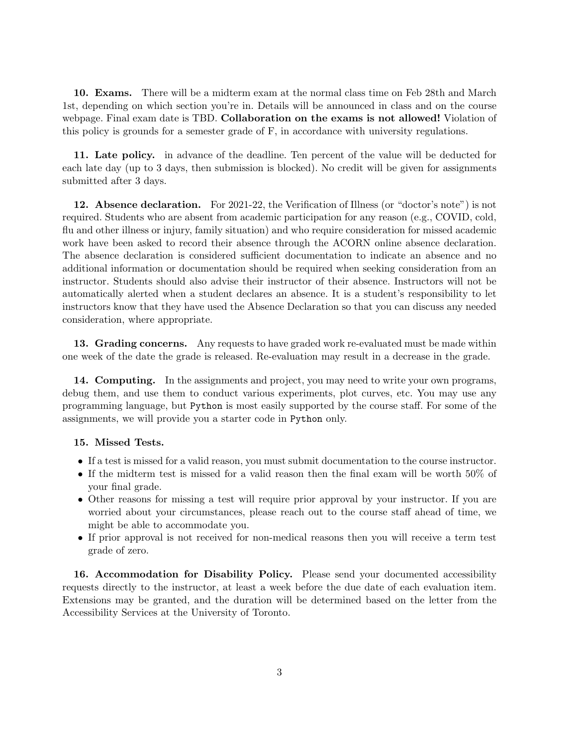**10. Exams.** There will be a midterm exam at the normal class time on Feb 28th and March 1st, depending on which section you're in. Details will be announced in class and on the course webpage. Final exam date is TBD. **Collaboration on the exams is not allowed!** Violation of this policy is grounds for a semester grade of F, in accordance with university regulations.

**11. Late policy.** in advance of the deadline. Ten percent of the value will be deducted for each late day (up to 3 days, then submission is blocked). No credit will be given for assignments submitted after 3 days.

**12. Absence declaration.** For 2021-22, the Verification of Illness (or "doctor's note") is not required. Students who are absent from academic participation for any reason (e.g., COVID, cold, flu and other illness or injury, family situation) and who require consideration for missed academic work have been asked to record their absence through the ACORN online absence declaration. The absence declaration is considered sufficient documentation to indicate an absence and no additional information or documentation should be required when seeking consideration from an instructor. Students should also advise their instructor of their absence. Instructors will not be automatically alerted when a student declares an absence. It is a student's responsibility to let instructors know that they have used the Absence Declaration so that you can discuss any needed consideration, where appropriate.

**13. Grading concerns.** Any requests to have graded work re-evaluated must be made within one week of the date the grade is released. Re-evaluation may result in a decrease in the grade.

**14. Computing.** In the assignments and project, you may need to write your own programs, debug them, and use them to conduct various experiments, plot curves, etc. You may use any programming language, but `Python` is most easily supported by the course staff. For some of the assignments, we will provide you a starter code in `Python` only.

**15. Missed Tests.**

- If a test is missed for a valid reason, you must submit documentation to the course instructor.
- If the midterm test is missed for a valid reason then the final exam will be worth 50% of your final grade.
- Other reasons for missing a test will require prior approval by your instructor. If you are worried about your circumstances, please reach out to the course staff ahead of time, we might be able to accommodate you.
- If prior approval is not received for non-medical reasons then you will receive a term test grade of zero.

**16. Accommodation for Disability Policy.** Please send your documented accessibility requests directly to the instructor, at least a week before the due date of each evaluation item. Extensions may be granted, and the duration will be determined based on the letter from the Accessibility Services at the University of Toronto.